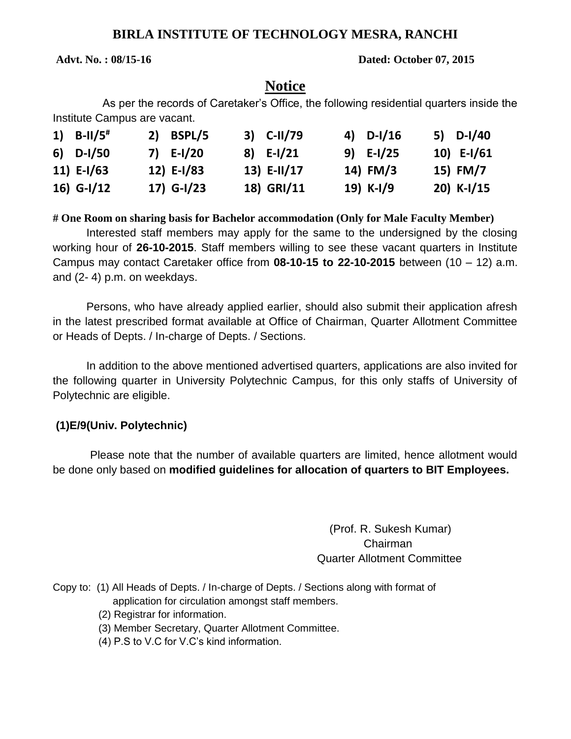# BIRLA INSTITUTE OF TECHNOLOGY MESRA, RANCHI

**Advt. No. : 08/15-16** **Dated: October 07, 2015**

## Notice

As per the records of Caretaker's Office, the following residential quarters inside the Institute Campus are vacant.

| | | | | |
|---|---|---|---|---|
| **1) B-II/5#** | **2) BSPL/5** | **3) C-II/79** | **4) D-I/16** | **5) D-I/40** |
| **6) D-I/50** | **7) E-I/20** | **8) E-I/21** | **9) E-I/25** | **10) E-I/61** |
| **11) E-I/63** | **12) E-I/83** | **13) E-II/17** | **14) FM/3** | **15) FM/7** |
| **16) G-I/12** | **17) G-I/23** | **18) GRI/11** | **19) K-I/9** | **20) K-I/15** |

**# One Room on sharing basis for Bachelor accommodation (Only for Male Faculty Member)**

Interested staff members may apply for the same to the undersigned by the closing working hour of **26-10-2015**. Staff members willing to see these vacant quarters in Institute Campus may contact Caretaker office from **08-10-15 to 22-10-2015** between (10 – 12) a.m. and (2- 4) p.m. on weekdays.

Persons, who have already applied earlier, should also submit their application afresh in the latest prescribed format available at Office of Chairman, Quarter Allotment Committee or Heads of Depts. / In-charge of Depts. / Sections.

In addition to the above mentioned advertised quarters, applications are also invited for the following quarter in University Polytechnic Campus, for this only staffs of University of Polytechnic are eligible.

**(1)E/9(Univ. Polytechnic)**

Please note that the number of available quarters are limited, hence allotment would be done only based on **modified guidelines for allocation of quarters to BIT Employees.**

(Prof. R. Sukesh Kumar)
Chairman
Quarter Allotment Committee

Copy to: (1) All Heads of Depts. / In-charge of Depts. / Sections along with format of application for circulation amongst staff members.
(2) Registrar for information.
(3) Member Secretary, Quarter Allotment Committee.
(4) P.S to V.C for V.C's kind information.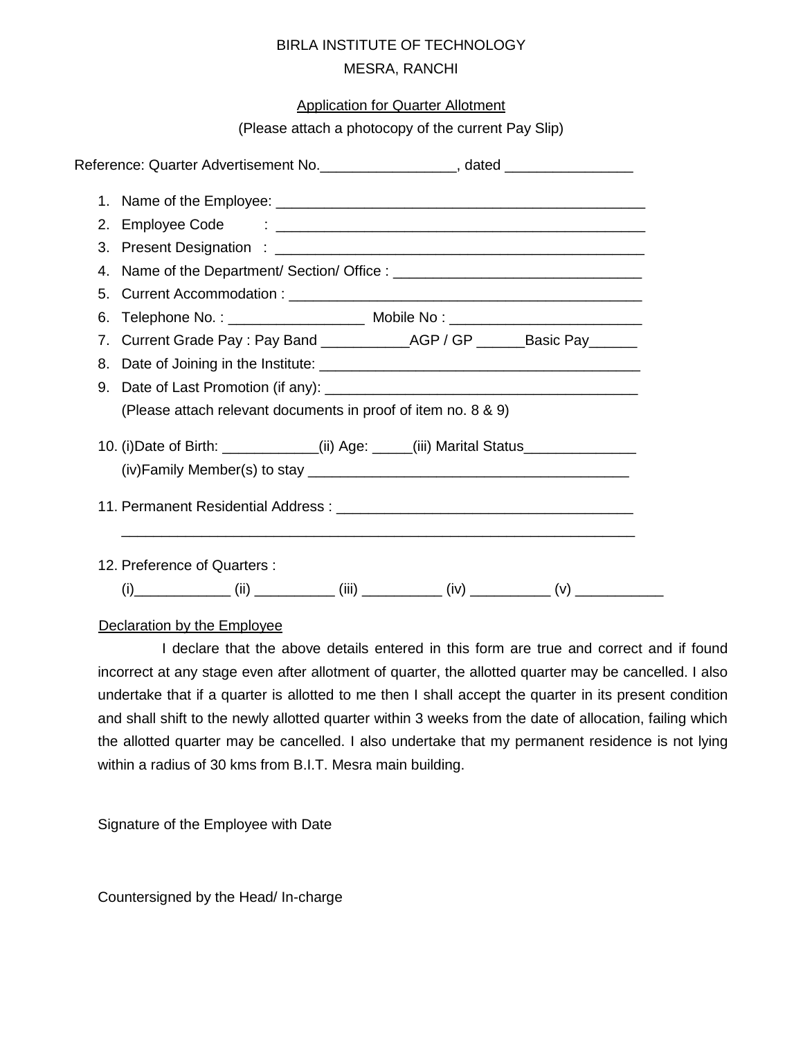BIRLA INSTITUTE OF TECHNOLOGY

MESRA, RANCHI

Application for Quarter Allotment

(Please attach a photocopy of the current Pay Slip)

Reference: Quarter Advertisement No._________________, dated ________________

1. Name of the Employee: _______________________________________________
2. Employee Code : _______________________________________________
3. Present Designation : _______________________________________________
4. Name of the Department/ Section/ Office : _______________________________
5. Current Accommodation : ____________________________________________
6. Telephone No. : _________________ Mobile No : ________________________
7. Current Grade Pay : Pay Band ___________AGP / GP ______Basic Pay______
8. Date of Joining in the Institute: ________________________________________
9. Date of Last Promotion (if any): ________________________________________

   (Please attach relevant documents in proof of item no. 8 & 9)

10. (i)Date of Birth: ____________(ii) Age: _____(iii) Marital Status______________

    (iv)Family Member(s) to stay ________________________________________

11. Permanent Residential Address : _____________________________________

    ____________________________________________________________________

12. Preference of Quarters :

    (i)____________ (ii) __________ (iii) __________ (iv) __________ (v) ___________

Declaration by the Employee

I declare that the above details entered in this form are true and correct and if found incorrect at any stage even after allotment of quarter, the allotted quarter may be cancelled. I also undertake that if a quarter is allotted to me then I shall accept the quarter in its present condition and shall shift to the newly allotted quarter within 3 weeks from the date of allocation, failing which the allotted quarter may be cancelled. I also undertake that my permanent residence is not lying within a radius of 30 kms from B.I.T. Mesra main building.

Signature of the Employee with Date

Countersigned by the Head/ In-charge